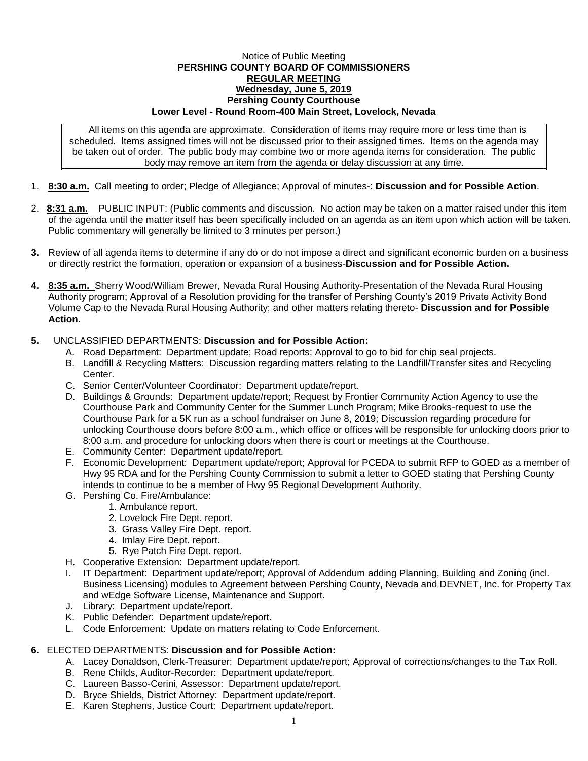Notice of Public Meeting

**PERSHING COUNTY BOARD OF COMMISSIONERS**

**REGULAR MEETING**

**Wednesday, June 5, 2019**

**Pershing County Courthouse**

**Lower Level - Round Room-400 Main Street, Lovelock, Nevada**

All items on this agenda are approximate. Consideration of items may require more or less time than is scheduled. Items assigned times will not be discussed prior to their assigned times. Items on the agenda may be taken out of order. The public body may combine two or more agenda items for consideration. The public body may remove an item from the agenda or delay discussion at any time.

1. **8:30 a.m.** Call meeting to order; Pledge of Allegiance; Approval of minutes-: **Discussion and for Possible Action**.

2. **8:31 a.m.** PUBLIC INPUT: (Public comments and discussion. No action may be taken on a matter raised under this item of the agenda until the matter itself has been specifically included on an agenda as an item upon which action will be taken. Public commentary will generally be limited to 3 minutes per person.)

3. Review of all agenda items to determine if any do or do not impose a direct and significant economic burden on a business or directly restrict the formation, operation or expansion of a business-**Discussion and for Possible Action.**

4. **8:35 a.m.** Sherry Wood/William Brewer, Nevada Rural Housing Authority-Presentation of the Nevada Rural Housing Authority program; Approval of a Resolution providing for the transfer of Pershing County's 2019 Private Activity Bond Volume Cap to the Nevada Rural Housing Authority; and other matters relating thereto- **Discussion and for Possible Action.**

5. UNCLASSIFIED DEPARTMENTS: **Discussion and for Possible Action:**
   - A. Road Department: Department update; Road reports; Approval to go to bid for chip seal projects.
   - B. Landfill & Recycling Matters: Discussion regarding matters relating to the Landfill/Transfer sites and Recycling Center.
   - C. Senior Center/Volunteer Coordinator: Department update/report.
   - D. Buildings & Grounds: Department update/report; Request by Frontier Community Action Agency to use the Courthouse Park and Community Center for the Summer Lunch Program; Mike Brooks-request to use the Courthouse Park for a 5K run as a school fundraiser on June 8, 2019; Discussion regarding procedure for unlocking Courthouse doors before 8:00 a.m., which office or offices will be responsible for unlocking doors prior to 8:00 a.m. and procedure for unlocking doors when there is court or meetings at the Courthouse.
   - E. Community Center: Department update/report.
   - F. Economic Development: Department update/report; Approval for PCEDA to submit RFP to GOED as a member of Hwy 95 RDA and for the Pershing County Commission to submit a letter to GOED stating that Pershing County intends to continue to be a member of Hwy 95 Regional Development Authority.
   - G. Pershing Co. Fire/Ambulance:
     1. Ambulance report.
     2. Lovelock Fire Dept. report.
     3. Grass Valley Fire Dept. report.
     4. Imlay Fire Dept. report.
     5. Rye Patch Fire Dept. report.
   - H. Cooperative Extension: Department update/report.
   - I. IT Department: Department update/report; Approval of Addendum adding Planning, Building and Zoning (incl. Business Licensing) modules to Agreement between Pershing County, Nevada and DEVNET, Inc. for Property Tax and wEdge Software License, Maintenance and Support.
   - J. Library: Department update/report.
   - K. Public Defender: Department update/report.
   - L. Code Enforcement: Update on matters relating to Code Enforcement.

6. ELECTED DEPARTMENTS: **Discussion and for Possible Action:**
   - A. Lacey Donaldson, Clerk-Treasurer: Department update/report; Approval of corrections/changes to the Tax Roll.
   - B. Rene Childs, Auditor-Recorder: Department update/report.
   - C. Laureen Basso-Cerini, Assessor: Department update/report.
   - D. Bryce Shields, District Attorney: Department update/report.
   - E. Karen Stephens, Justice Court: Department update/report.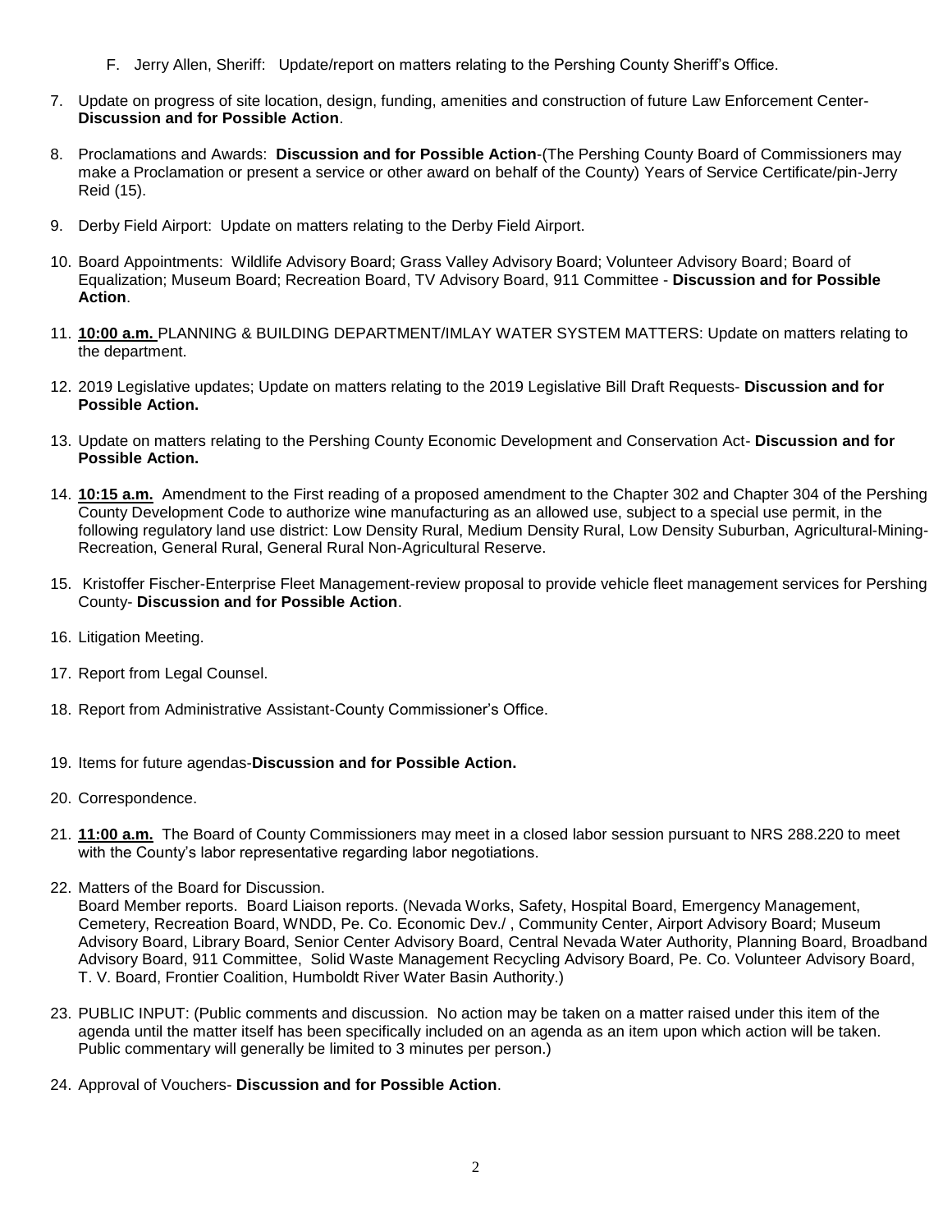F. Jerry Allen, Sheriff: Update/report on matters relating to the Pershing County Sheriff's Office.

7. Update on progress of site location, design, funding, amenities and construction of future Law Enforcement Center- **Discussion and for Possible Action**.

8. Proclamations and Awards: **Discussion and for Possible Action**-(The Pershing County Board of Commissioners may make a Proclamation or present a service or other award on behalf of the County) Years of Service Certificate/pin-Jerry Reid (15).

9. Derby Field Airport: Update on matters relating to the Derby Field Airport.

10. Board Appointments: Wildlife Advisory Board; Grass Valley Advisory Board; Volunteer Advisory Board; Board of Equalization; Museum Board; Recreation Board, TV Advisory Board, 911 Committee - **Discussion and for Possible Action**.

11. **10:00 a.m.** PLANNING & BUILDING DEPARTMENT/IMLAY WATER SYSTEM MATTERS: Update on matters relating to the department.

12. 2019 Legislative updates; Update on matters relating to the 2019 Legislative Bill Draft Requests- **Discussion and for Possible Action.**

13. Update on matters relating to the Pershing County Economic Development and Conservation Act- **Discussion and for Possible Action.**

14. **10:15 a.m.** Amendment to the First reading of a proposed amendment to the Chapter 302 and Chapter 304 of the Pershing County Development Code to authorize wine manufacturing as an allowed use, subject to a special use permit, in the following regulatory land use district: Low Density Rural, Medium Density Rural, Low Density Suburban, Agricultural-Mining-Recreation, General Rural, General Rural Non-Agricultural Reserve.

15. Kristoffer Fischer-Enterprise Fleet Management-review proposal to provide vehicle fleet management services for Pershing County- **Discussion and for Possible Action**.

16. Litigation Meeting.

17. Report from Legal Counsel.

18. Report from Administrative Assistant-County Commissioner's Office.

19. Items for future agendas-**Discussion and for Possible Action.**

20. Correspondence.

21. **11:00 a.m.** The Board of County Commissioners may meet in a closed labor session pursuant to NRS 288.220 to meet with the County's labor representative regarding labor negotiations.

22. Matters of the Board for Discussion.
    Board Member reports. Board Liaison reports. (Nevada Works, Safety, Hospital Board, Emergency Management, Cemetery, Recreation Board, WNDD, Pe. Co. Economic Dev./ , Community Center, Airport Advisory Board; Museum Advisory Board, Library Board, Senior Center Advisory Board, Central Nevada Water Authority, Planning Board, Broadband Advisory Board, 911 Committee, Solid Waste Management Recycling Advisory Board, Pe. Co. Volunteer Advisory Board, T. V. Board, Frontier Coalition, Humboldt River Water Basin Authority.)

23. PUBLIC INPUT: (Public comments and discussion. No action may be taken on a matter raised under this item of the agenda until the matter itself has been specifically included on an agenda as an item upon which action will be taken. Public commentary will generally be limited to 3 minutes per person.)

24. Approval of Vouchers- **Discussion and for Possible Action**.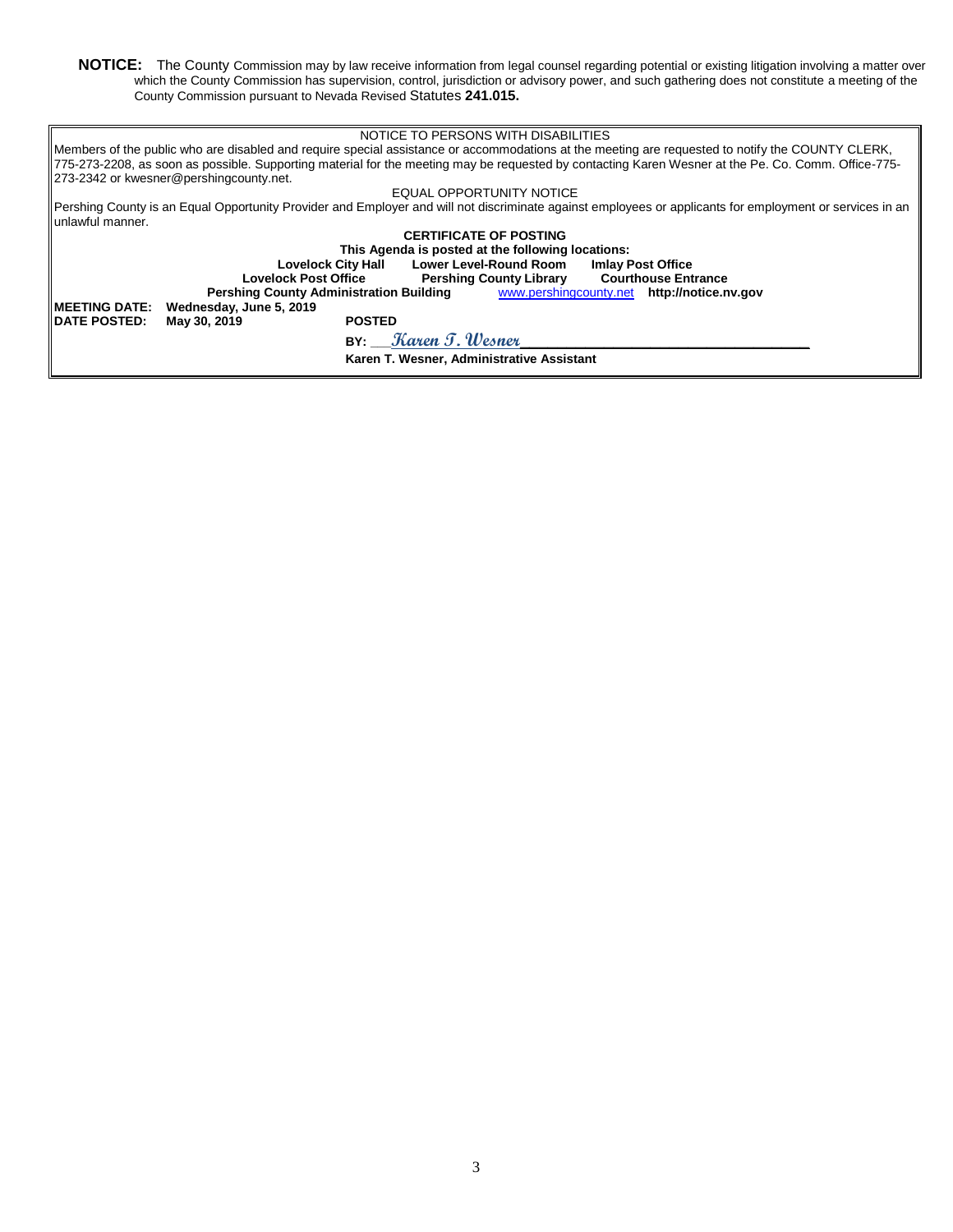**NOTICE:** The County Commission may by law receive information from legal counsel regarding potential or existing litigation involving a matter over which the County Commission has supervision, control, jurisdiction or advisory power, and such gathering does not constitute a meeting of the County Commission pursuant to Nevada Revised Statutes **241.015.**

NOTICE TO PERSONS WITH DISABILITIES

Members of the public who are disabled and require special assistance or accommodations at the meeting are requested to notify the COUNTY CLERK, 775-273-2208, as soon as possible. Supporting material for the meeting may be requested by contacting Karen Wesner at the Pe. Co. Comm. Office-775-273-2342 or kwesner@pershingcounty.net.

EQUAL OPPORTUNITY NOTICE

Pershing County is an Equal Opportunity Provider and Employer and will not discriminate against employees or applicants for employment or services in an unlawful manner.

**CERTIFICATE OF POSTING**

**This Agenda is posted at the following locations:**

**Lovelock City Hall** **Lower Level-Round Room** **Imlay Post Office**
**Lovelock Post Office** **Pershing County Library** **Courthouse Entrance**
**Pershing County Administration Building** www.pershingcounty.net **http://notice.nv.gov**

**MEETING DATE:** **Wednesday, June 5, 2019**
**DATE POSTED:** **May 30, 2019** **POSTED**

**BY:** *Karen T. Wesner*

**Karen T. Wesner, Administrative Assistant**